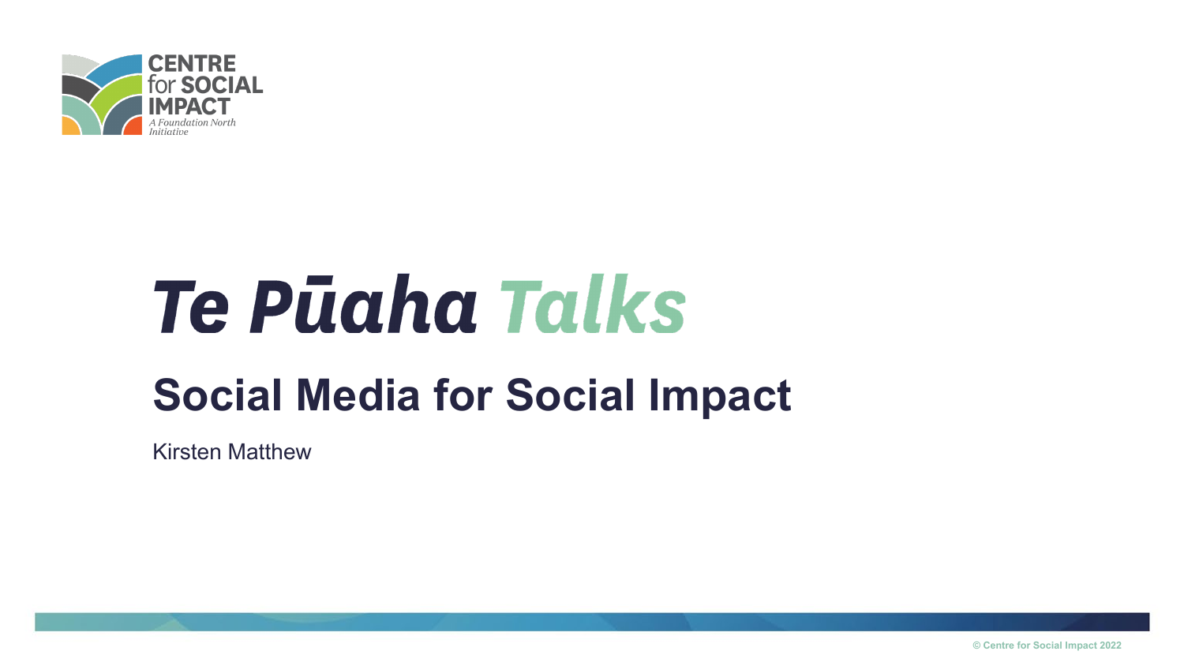CENTRE for SOCIAL IMPACT

*A Foundation North Initiative*

# *Te Pūaha Talks*

## Social Media for Social Impact

Kirsten Matthew

© Centre for Social Impact 2022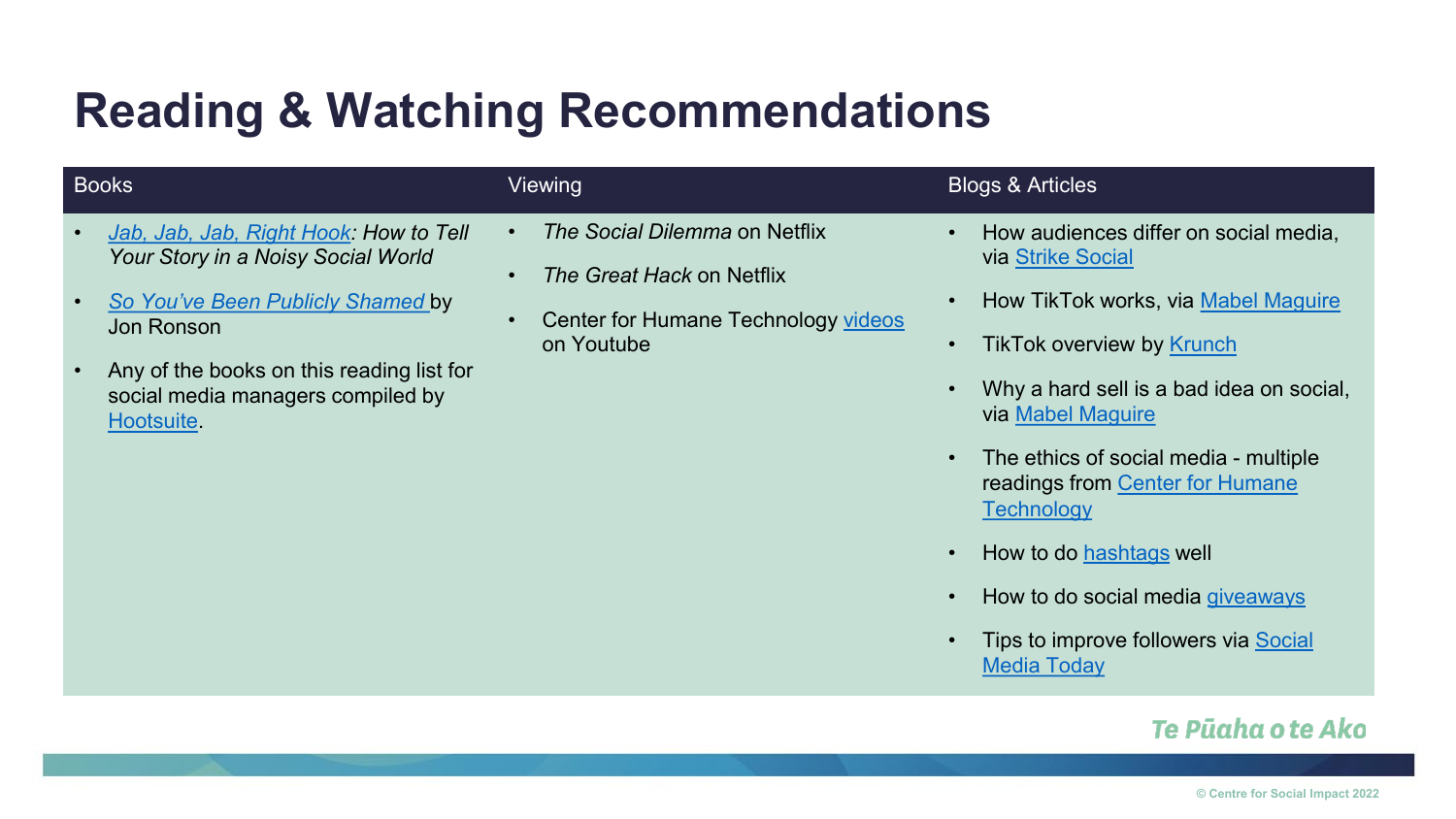# Reading & Watching Recommendations

| Books | Viewing | Blogs & Articles |
| --- | --- | --- |
| • *Jab, Jab, Jab, Right Hook: How to Tell Your Story in a Noisy Social World*<br>• *So You've Been Publicly Shamed* by Jon Ronson<br>• Any of the books on this reading list for social media managers compiled by Hootsuite. | • *The Social Dilemma* on Netflix<br>• *The Great Hack* on Netflix<br>• Center for Humane Technology videos on Youtube | • How audiences differ on social media, via Strike Social<br>• How TikTok works, via Mabel Maguire<br>• TikTok overview by Krunch<br>• Why a hard sell is a bad idea on social, via Mabel Maguire<br>• The ethics of social media - multiple readings from Center for Humane Technology<br>• How to do hashtags well<br>• How to do social media giveaways<br>• Tips to improve followers via Social Media Today |

Te Pūaha o te Ako

© Centre for Social Impact 2022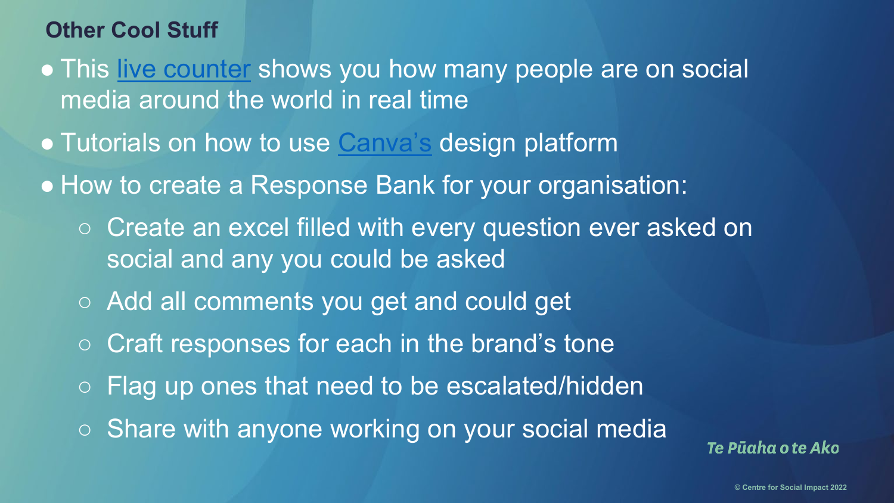## Other Cool Stuff

- This live counter shows you how many people are on social media around the world in real time
- Tutorials on how to use Canva's design platform
- How to create a Response Bank for your organisation:
  - Create an excel filled with every question ever asked on social and any you could be asked
  - Add all comments you get and could get
  - Craft responses for each in the brand's tone
  - Flag up ones that need to be escalated/hidden
  - Share with anyone working on your social media

*Te Pūaha o te Ako*

© Centre for Social Impact 2022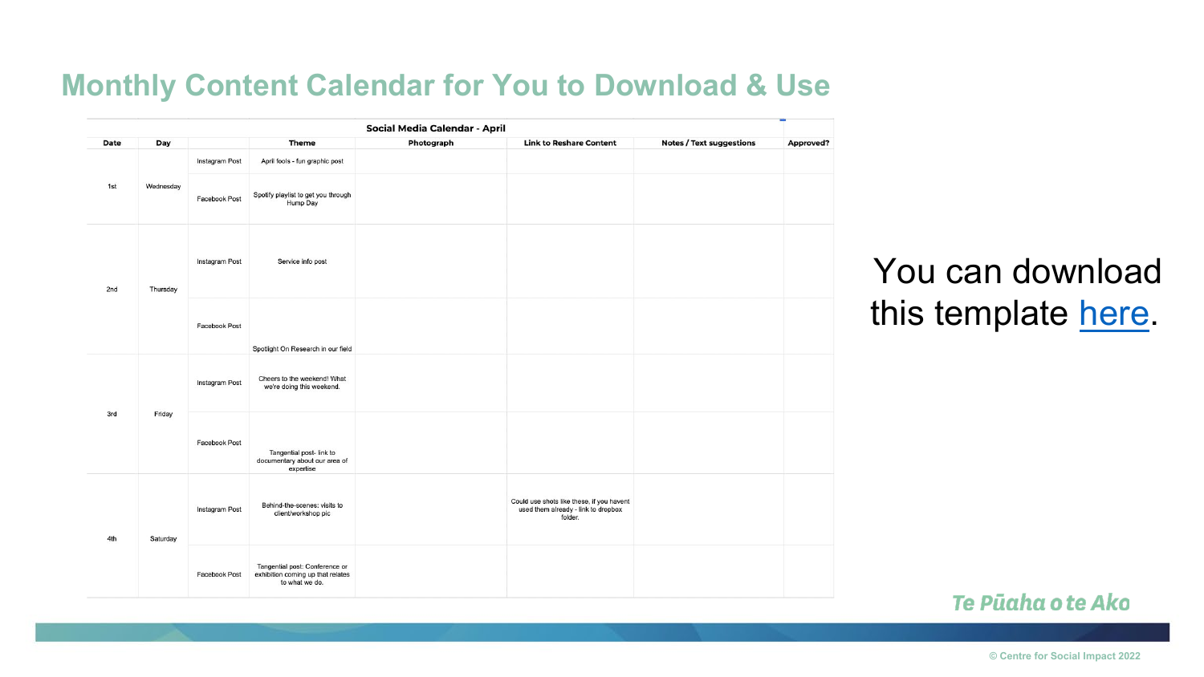# Monthly Content Calendar for You to Download & Use

| Social Media Calendar - April | | | | | | | |
|---|---|---|---|---|---|---|---|
| Date | Day | | Theme | Photograph | Link to Reshare Content | Notes / Text suggestions | Approved? |
| 1st | Wednesday | Instagram Post | April fools - fun graphic post | | | | |
| | | Facebook Post | Spotify playlist to get you through Hump Day | | | | |
| 2nd | Thursday | Instagram Post | Service info post | | | | |
| | | Facebook Post | Spotlight On Research in our field | | | | |
| 3rd | Friday | Instagram Post | Cheers to the weekend! What we're doing this weekend. | | | | |
| | | Facebook Post | Tangential post- link to documentary about our area of expertise | | | | |
| 4th | Saturday | Instagram Post | Behind-the-scenes: visits to client/workshop pic | | Could use shots like these, if you havent used them already - link to dropbox folder. | | |
| | | Facebook Post | Tangential post: Conference or exhibition coming up that relates to what we do. | | | | |

You can download this template here.

Te Pūaha o te Ako

© Centre for Social Impact 2022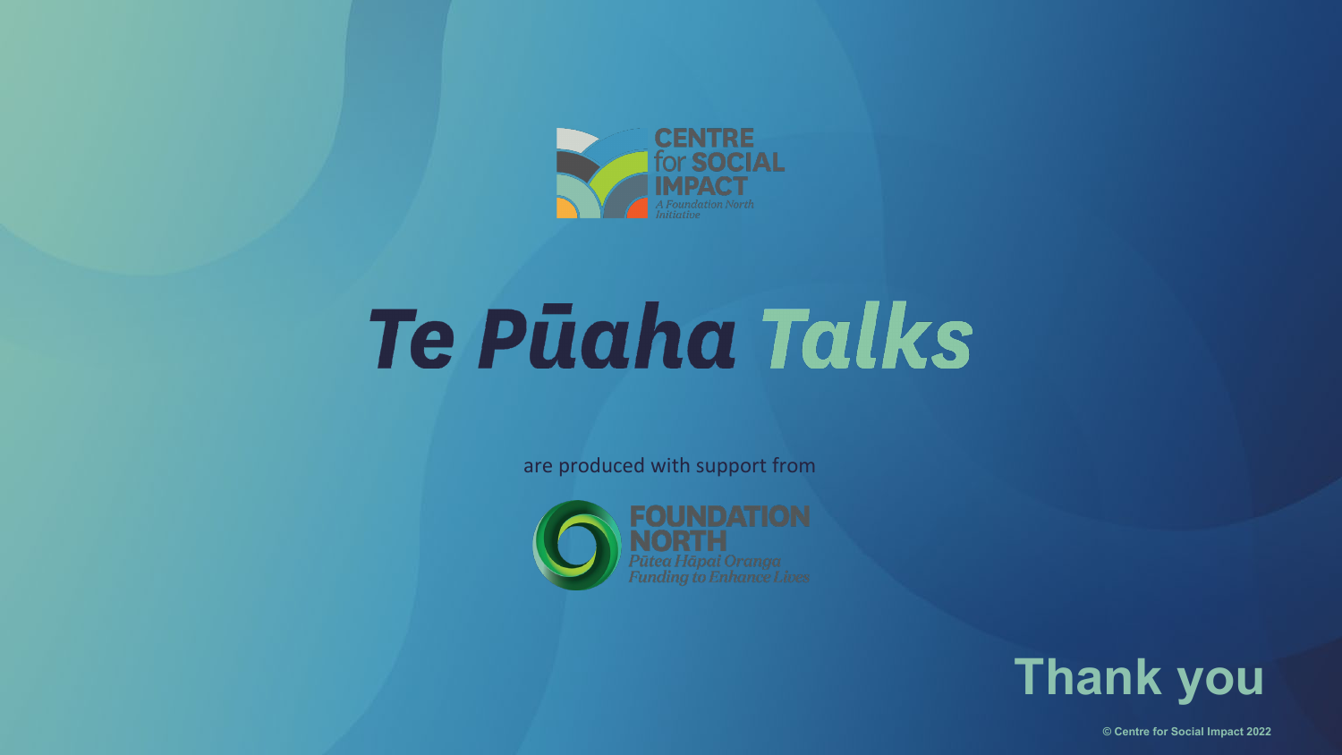CENTRE for SOCIAL IMPACT

*A Foundation North Initiative*

# *Te Pūaha Talks*

are produced with support from

FOUNDATION NORTH

*Pūtea Hāpai Oranga*

*Funding to Enhance Lives*

**Thank you**

**© Centre for Social Impact 2022**